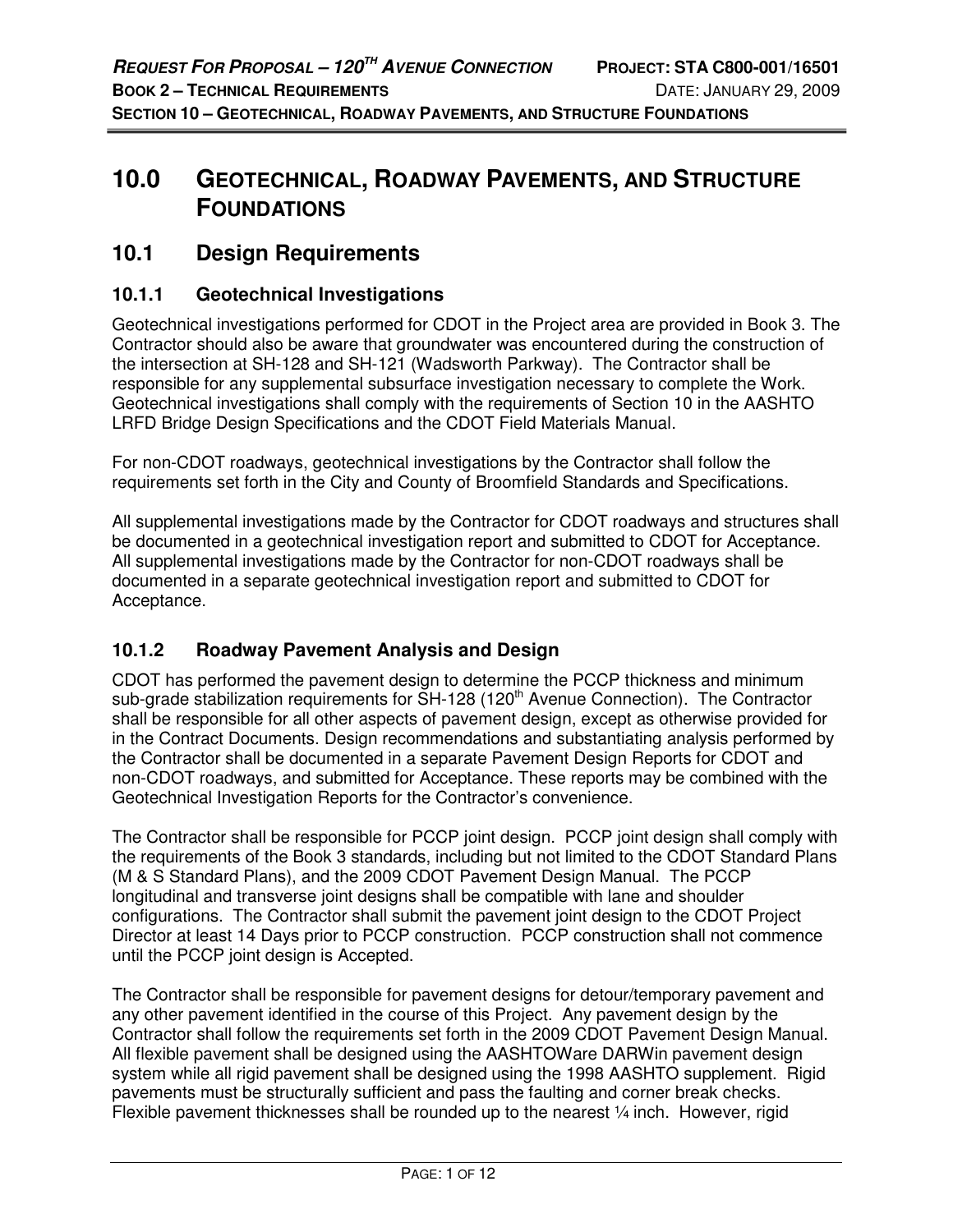# 10.0 GEOTECHNICAL, ROADWAY PAVEMENTS, AND STRUCTURE FOUNDATIONS

## 10.1 Design Requirements

### 10.1.1 Geotechnical Investigations

Geotechnical investigations performed for CDOT in the Project area are provided in Book 3. The Contractor should also be aware that groundwater was encountered during the construction of the intersection at SH-128 and SH-121 (Wadsworth Parkway). The Contractor shall be responsible for any supplemental subsurface investigation necessary to complete the Work. Geotechnical investigations shall comply with the requirements of Section 10 in the AASHTO LRFD Bridge Design Specifications and the CDOT Field Materials Manual.

For non-CDOT roadways, geotechnical investigations by the Contractor shall follow the requirements set forth in the City and County of Broomfield Standards and Specifications.

All supplemental investigations made by the Contractor for CDOT roadways and structures shall be documented in a geotechnical investigation report and submitted to CDOT for Acceptance. All supplemental investigations made by the Contractor for non-CDOT roadways shall be documented in a separate geotechnical investigation report and submitted to CDOT for Acceptance.

### 10.1.2 Roadway Pavement Analysis and Design

CDOT has performed the pavement design to determine the PCCP thickness and minimum sub-grade stabilization requirements for SH-128 (120th Avenue Connection). The Contractor shall be responsible for all other aspects of pavement design, except as otherwise provided for in the Contract Documents. Design recommendations and substantiating analysis performed by the Contractor shall be documented in a separate Pavement Design Reports for CDOT and non-CDOT roadways, and submitted for Acceptance. These reports may be combined with the Geotechnical Investigation Reports for the Contractor's convenience.

The Contractor shall be responsible for PCCP joint design. PCCP joint design shall comply with the requirements of the Book 3 standards, including but not limited to the CDOT Standard Plans (M & S Standard Plans), and the 2009 CDOT Pavement Design Manual. The PCCP longitudinal and transverse joint designs shall be compatible with lane and shoulder configurations. The Contractor shall submit the pavement joint design to the CDOT Project Director at least 14 Days prior to PCCP construction. PCCP construction shall not commence until the PCCP joint design is Accepted.

The Contractor shall be responsible for pavement designs for detour/temporary pavement and any other pavement identified in the course of this Project. Any pavement design by the Contractor shall follow the requirements set forth in the 2009 CDOT Pavement Design Manual. All flexible pavement shall be designed using the AASHTOWare DARWin pavement design system while all rigid pavement shall be designed using the 1998 AASHTO supplement. Rigid pavements must be structurally sufficient and pass the faulting and corner break checks. Flexible pavement thicknesses shall be rounded up to the nearest ¼ inch. However, rigid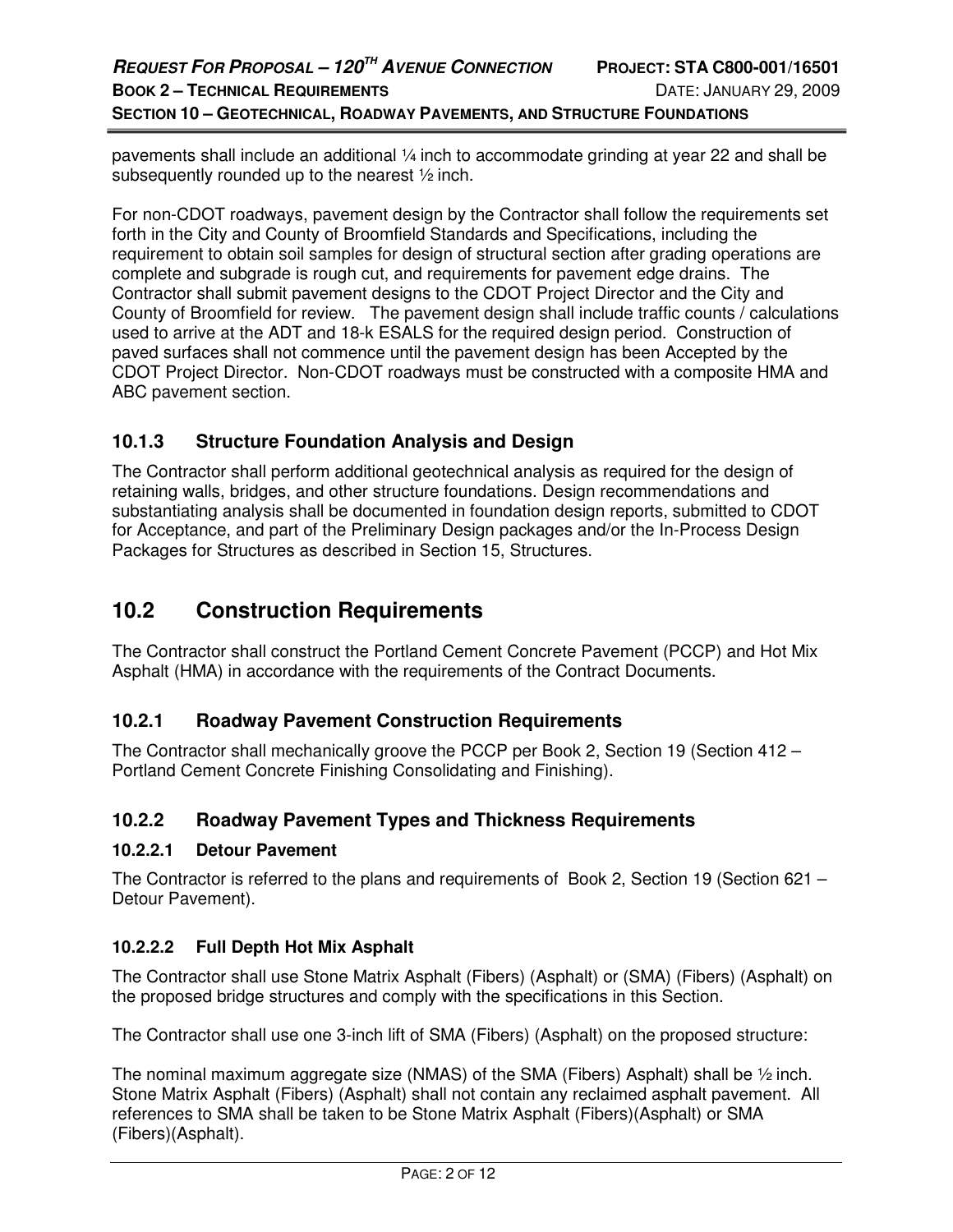pavements shall include an additional ¼ inch to accommodate grinding at year 22 and shall be subsequently rounded up to the nearest ½ inch.

For non-CDOT roadways, pavement design by the Contractor shall follow the requirements set forth in the City and County of Broomfield Standards and Specifications, including the requirement to obtain soil samples for design of structural section after grading operations are complete and subgrade is rough cut, and requirements for pavement edge drains. The Contractor shall submit pavement designs to the CDOT Project Director and the City and County of Broomfield for review. The pavement design shall include traffic counts / calculations used to arrive at the ADT and 18-k ESALS for the required design period. Construction of paved surfaces shall not commence until the pavement design has been Accepted by the CDOT Project Director. Non-CDOT roadways must be constructed with a composite HMA and ABC pavement section.

### 10.1.3 Structure Foundation Analysis and Design

The Contractor shall perform additional geotechnical analysis as required for the design of retaining walls, bridges, and other structure foundations. Design recommendations and substantiating analysis shall be documented in foundation design reports, submitted to CDOT for Acceptance, and part of the Preliminary Design packages and/or the In-Process Design Packages for Structures as described in Section 15, Structures.

## 10.2 Construction Requirements

The Contractor shall construct the Portland Cement Concrete Pavement (PCCP) and Hot Mix Asphalt (HMA) in accordance with the requirements of the Contract Documents.

### 10.2.1 Roadway Pavement Construction Requirements

The Contractor shall mechanically groove the PCCP per Book 2, Section 19 (Section 412 – Portland Cement Concrete Finishing Consolidating and Finishing).

### 10.2.2 Roadway Pavement Types and Thickness Requirements

#### 10.2.2.1 Detour Pavement

The Contractor is referred to the plans and requirements of Book 2, Section 19 (Section 621 – Detour Pavement).

#### 10.2.2.2 Full Depth Hot Mix Asphalt

The Contractor shall use Stone Matrix Asphalt (Fibers) (Asphalt) or (SMA) (Fibers) (Asphalt) on the proposed bridge structures and comply with the specifications in this Section.

The Contractor shall use one 3-inch lift of SMA (Fibers) (Asphalt) on the proposed structure:

The nominal maximum aggregate size (NMAS) of the SMA (Fibers) Asphalt) shall be ½ inch. Stone Matrix Asphalt (Fibers) (Asphalt) shall not contain any reclaimed asphalt pavement. All references to SMA shall be taken to be Stone Matrix Asphalt (Fibers)(Asphalt) or SMA (Fibers)(Asphalt).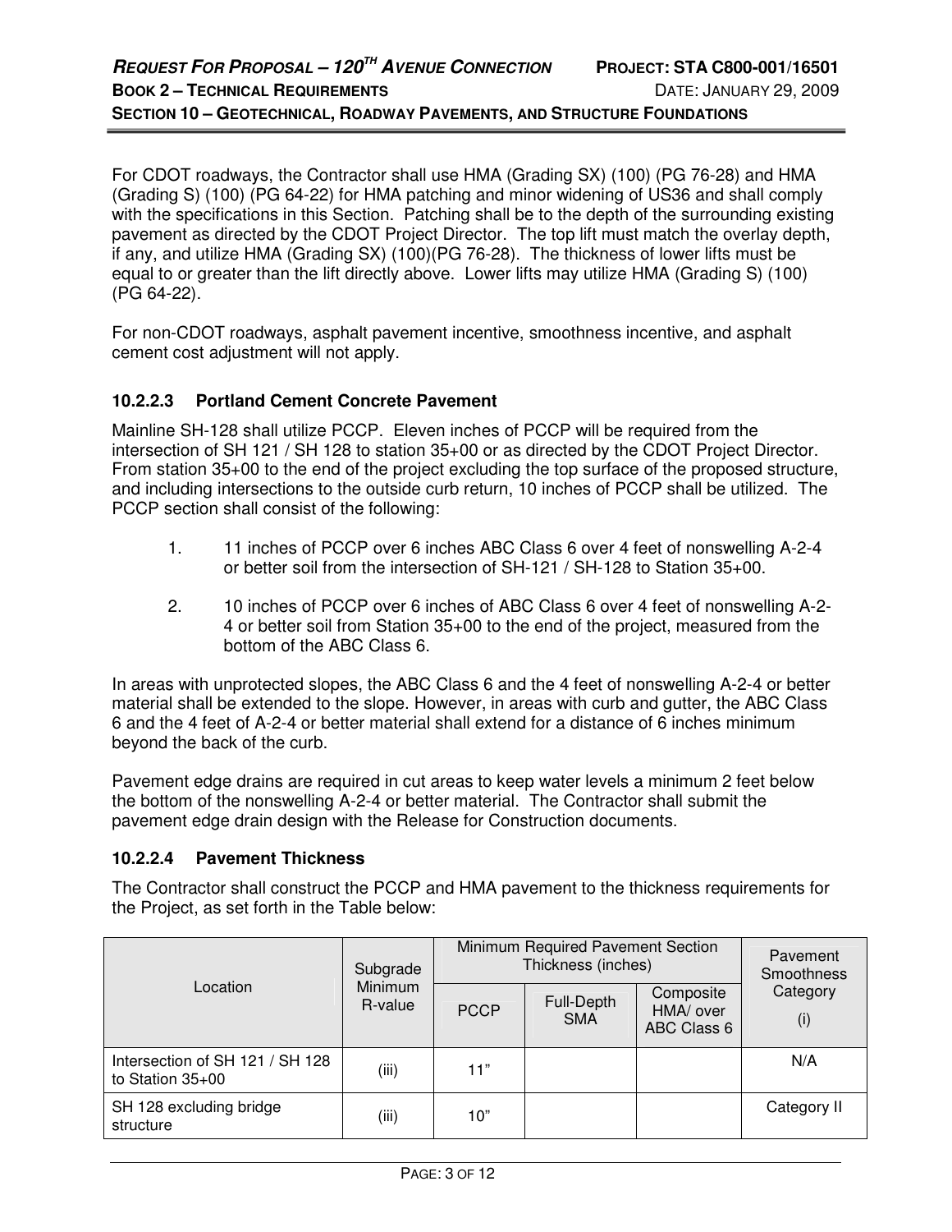For CDOT roadways, the Contractor shall use HMA (Grading SX) (100) (PG 76-28) and HMA (Grading S) (100) (PG 64-22) for HMA patching and minor widening of US36 and shall comply with the specifications in this Section. Patching shall be to the depth of the surrounding existing pavement as directed by the CDOT Project Director. The top lift must match the overlay depth, if any, and utilize HMA (Grading SX) (100)(PG 76-28). The thickness of lower lifts must be equal to or greater than the lift directly above. Lower lifts may utilize HMA (Grading S) (100) (PG 64-22).

For non-CDOT roadways, asphalt pavement incentive, smoothness incentive, and asphalt cement cost adjustment will not apply.

### 10.2.2.3 Portland Cement Concrete Pavement

Mainline SH-128 shall utilize PCCP. Eleven inches of PCCP will be required from the intersection of SH 121 / SH 128 to station 35+00 or as directed by the CDOT Project Director. From station 35+00 to the end of the project excluding the top surface of the proposed structure, and including intersections to the outside curb return, 10 inches of PCCP shall be utilized. The PCCP section shall consist of the following:

1. 11 inches of PCCP over 6 inches ABC Class 6 over 4 feet of nonswelling A-2-4 or better soil from the intersection of SH-121 / SH-128 to Station 35+00.
2. 10 inches of PCCP over 6 inches of ABC Class 6 over 4 feet of nonswelling A-2-4 or better soil from Station 35+00 to the end of the project, measured from the bottom of the ABC Class 6.

In areas with unprotected slopes, the ABC Class 6 and the 4 feet of nonswelling A-2-4 or better material shall be extended to the slope. However, in areas with curb and gutter, the ABC Class 6 and the 4 feet of A-2-4 or better material shall extend for a distance of 6 inches minimum beyond the back of the curb.

Pavement edge drains are required in cut areas to keep water levels a minimum 2 feet below the bottom of the nonswelling A-2-4 or better material. The Contractor shall submit the pavement edge drain design with the Release for Construction documents.

### 10.2.2.4 Pavement Thickness

The Contractor shall construct the PCCP and HMA pavement to the thickness requirements for the Project, as set forth in the Table below:

| Location | Subgrade Minimum R-value | Minimum Required Pavement Section Thickness (inches) | | | Pavement Smoothness Category (i) |
|---|---|---|---|---|---|
| | | PCCP | Full-Depth SMA | Composite HMA/ over ABC Class 6 | |
| Intersection of SH 121 / SH 128 to Station 35+00 | (iii) | 11” | | | N/A |
| SH 128 excluding bridge structure | (iii) | 10” | | | Category II |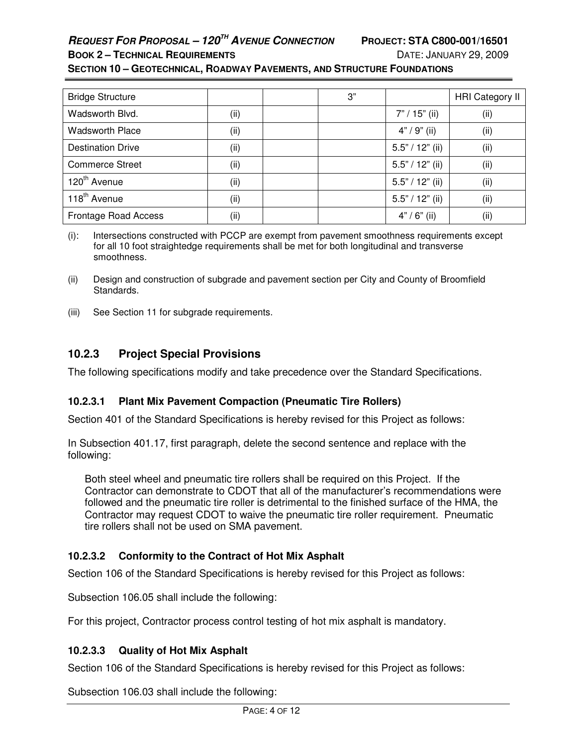| Bridge Structure | | | 3" | | HRI Category II |
|---|---|---|---|---|---|
| Wadsworth Blvd. | (ii) | | | 7" / 15" (ii) | (ii) |
| Wadsworth Place | (ii) | | | 4" / 9" (ii) | (ii) |
| Destination Drive | (ii) | | | 5.5" / 12" (ii) | (ii) |
| Commerce Street | (ii) | | | 5.5" / 12" (ii) | (ii) |
| 120th Avenue | (ii) | | | 5.5" / 12" (ii) | (ii) |
| 118th Avenue | (ii) | | | 5.5" / 12" (ii) | (ii) |
| Frontage Road Access | (ii) | | | 4" / 6" (ii) | (ii) |

(i): Intersections constructed with PCCP are exempt from pavement smoothness requirements except for all 10 foot straightedge requirements shall be met for both longitudinal and transverse smoothness.

(ii) Design and construction of subgrade and pavement section per City and County of Broomfield Standards.

(iii) See Section 11 for subgrade requirements.

### 10.2.3 Project Special Provisions

The following specifications modify and take precedence over the Standard Specifications.

#### 10.2.3.1 Plant Mix Pavement Compaction (Pneumatic Tire Rollers)

Section 401 of the Standard Specifications is hereby revised for this Project as follows:

In Subsection 401.17, first paragraph, delete the second sentence and replace with the following:

> Both steel wheel and pneumatic tire rollers shall be required on this Project. If the Contractor can demonstrate to CDOT that all of the manufacturer's recommendations were followed and the pneumatic tire roller is detrimental to the finished surface of the HMA, the Contractor may request CDOT to waive the pneumatic tire roller requirement. Pneumatic tire rollers shall not be used on SMA pavement.

#### 10.2.3.2 Conformity to the Contract of Hot Mix Asphalt

Section 106 of the Standard Specifications is hereby revised for this Project as follows:

Subsection 106.05 shall include the following:

For this project, Contractor process control testing of hot mix asphalt is mandatory.

#### 10.2.3.3 Quality of Hot Mix Asphalt

Section 106 of the Standard Specifications is hereby revised for this Project as follows:

Subsection 106.03 shall include the following: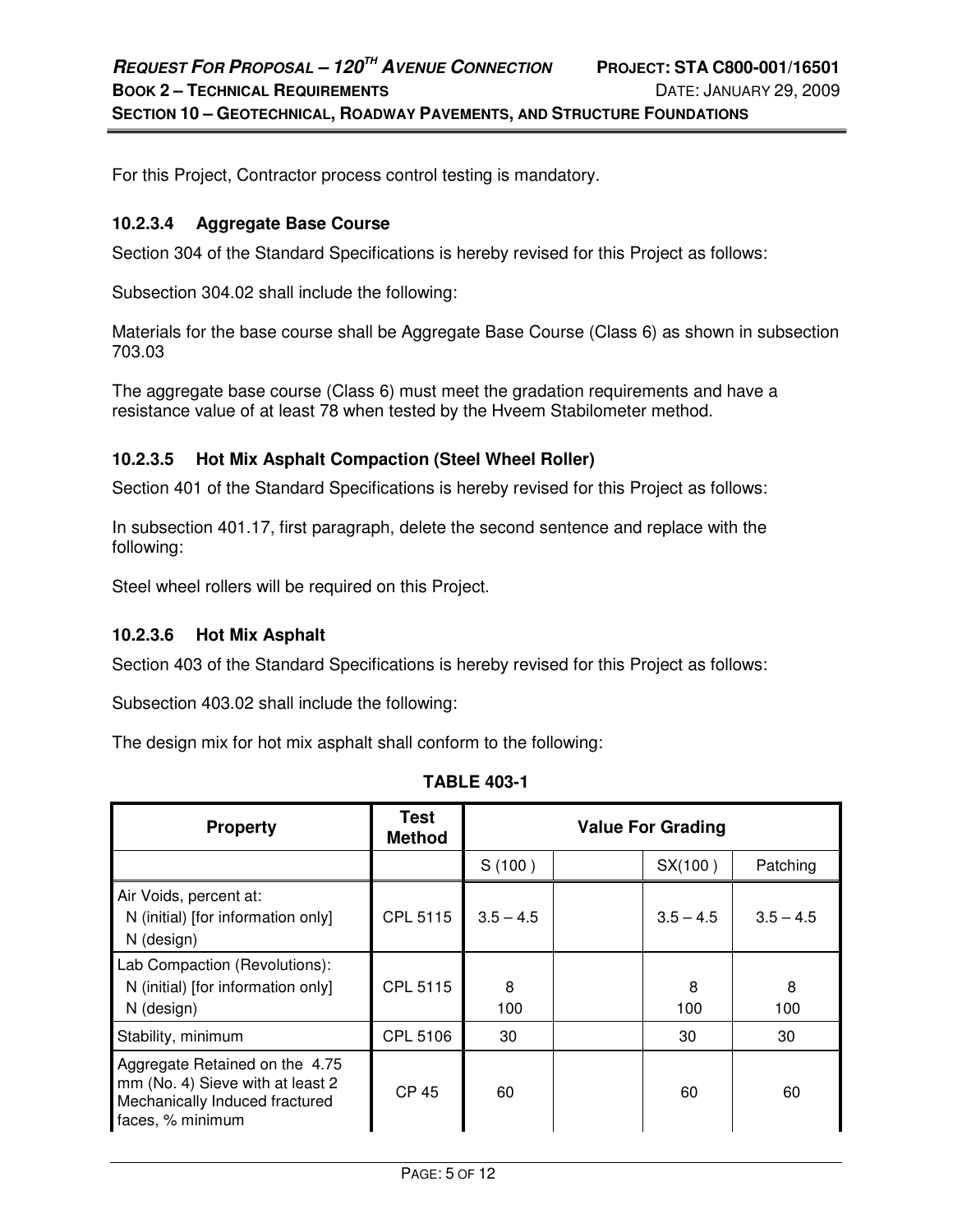For this Project, Contractor process control testing is mandatory.

### 10.2.3.4 Aggregate Base Course

Section 304 of the Standard Specifications is hereby revised for this Project as follows:

Subsection 304.02 shall include the following:

Materials for the base course shall be Aggregate Base Course (Class 6) as shown in subsection 703.03

The aggregate base course (Class 6) must meet the gradation requirements and have a resistance value of at least 78 when tested by the Hveem Stabilometer method.

### 10.2.3.5 Hot Mix Asphalt Compaction (Steel Wheel Roller)

Section 401 of the Standard Specifications is hereby revised for this Project as follows:

In subsection 401.17, first paragraph, delete the second sentence and replace with the following:

Steel wheel rollers will be required on this Project.

### 10.2.3.6 Hot Mix Asphalt

Section 403 of the Standard Specifications is hereby revised for this Project as follows:

Subsection 403.02 shall include the following:

The design mix for hot mix asphalt shall conform to the following:

**TABLE 403-1**

| Property | Test Method | Value For Grading | | | |
|---|---|---|---|---|---|
| | | S (100 ) | | SX(100 ) | Patching |
| Air Voids, percent at:<br>N (initial) [for information only]<br>N (design) | CPL 5115 | 3.5 – 4.5 | | 3.5 – 4.5 | 3.5 – 4.5 |
| Lab Compaction (Revolutions):<br>N (initial) [for information only]<br>N (design) | CPL 5115 | 8<br>100 | | 8<br>100 | 8<br>100 |
| Stability, minimum | CPL 5106 | 30 | | 30 | 30 |
| Aggregate Retained on the 4.75 mm (No. 4) Sieve with at least 2 Mechanically Induced fractured faces, % minimum | CP 45 | 60 | | 60 | 60 |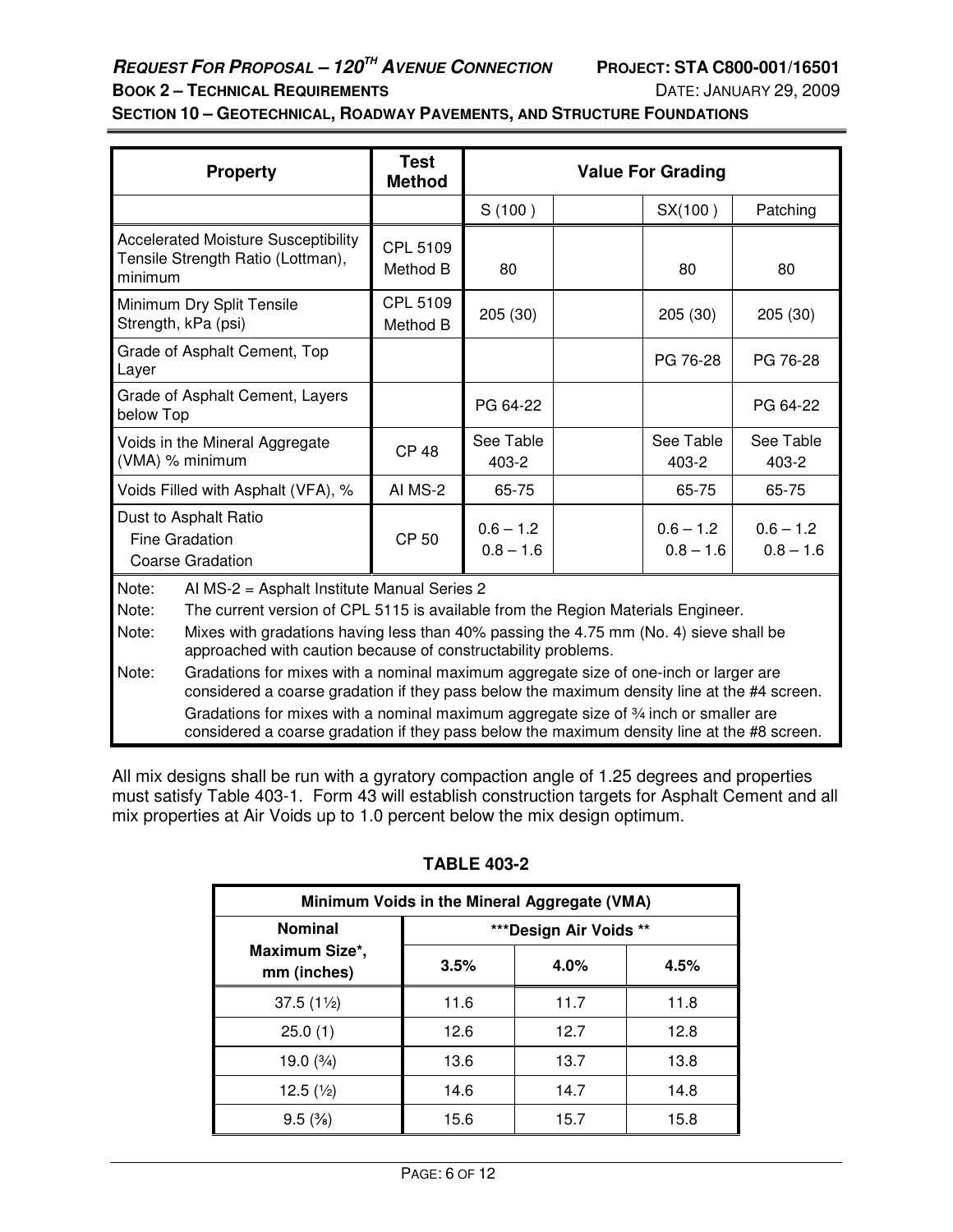| Property | Test Method | Value For Grading | | | |
|---|---|---|---|---|---|
| | | S (100 ) | | SX(100 ) | Patching |
| Accelerated Moisture Susceptibility Tensile Strength Ratio (Lottman), minimum | CPL 5109 Method B | 80 | | 80 | 80 |
| Minimum Dry Split Tensile Strength, kPa (psi) | CPL 5109 Method B | 205 (30) | | 205 (30) | 205 (30) |
| Grade of Asphalt Cement, Top Layer | | | | PG 76-28 | PG 76-28 |
| Grade of Asphalt Cement, Layers below Top | | PG 64-22 | | | PG 64-22 |
| Voids in the Mineral Aggregate (VMA) % minimum | CP 48 | See Table 403-2 | | See Table 403-2 | See Table 403-2 |
| Voids Filled with Asphalt (VFA), % | AI MS-2 | 65-75 | | 65-75 | 65-75 |
| Dust to Asphalt Ratio<br>Fine Gradation<br>Coarse Gradation | CP 50 | 0.6 – 1.2<br>0.8 – 1.6 | | 0.6 – 1.2<br>0.8 – 1.6 | 0.6 – 1.2<br>0.8 – 1.6 |

Note: AI MS-2 = Asphalt Institute Manual Series 2

Note: The current version of CPL 5115 is available from the Region Materials Engineer.

Note: Mixes with gradations having less than 40% passing the 4.75 mm (No. 4) sieve shall be approached with caution because of constructability problems.

Note: Gradations for mixes with a nominal maximum aggregate size of one-inch or larger are considered a coarse gradation if they pass below the maximum density line at the #4 screen.

Gradations for mixes with a nominal maximum aggregate size of ¾ inch or smaller are considered a coarse gradation if they pass below the maximum density line at the #8 screen.

All mix designs shall be run with a gyratory compaction angle of 1.25 degrees and properties must satisfy Table 403-1. Form 43 will establish construction targets for Asphalt Cement and all mix properties at Air Voids up to 1.0 percent below the mix design optimum.

**TABLE 403-2**

| Minimum Voids in the Mineral Aggregate (VMA) | | | |
|---|---|---|---|
| Nominal Maximum Size*, mm (inches) | ***Design Air Voids ** | | |
| | 3.5% | 4.0% | 4.5% |
| 37.5 (1½) | 11.6 | 11.7 | 11.8 |
| 25.0 (1) | 12.6 | 12.7 | 12.8 |
| 19.0 (¾) | 13.6 | 13.7 | 13.8 |
| 12.5 (½) | 14.6 | 14.7 | 14.8 |
| 9.5 (⅜) | 15.6 | 15.7 | 15.8 |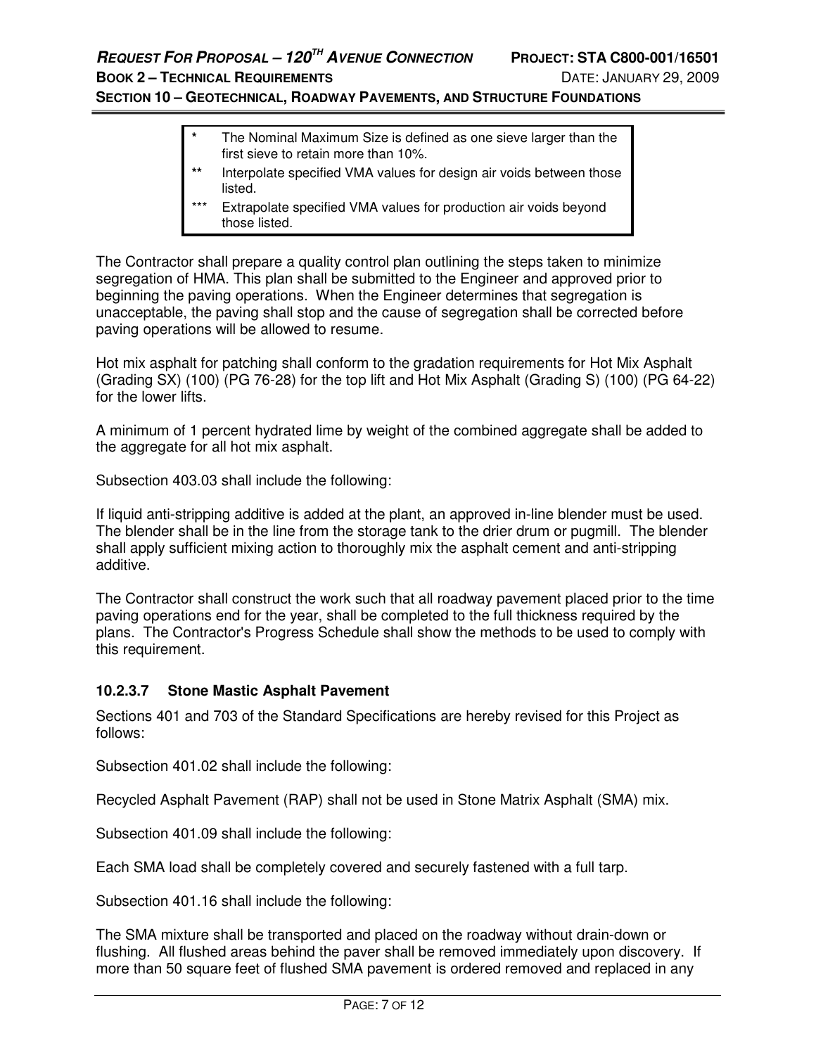| | |
|---|---|
| * | The Nominal Maximum Size is defined as one sieve larger than the first sieve to retain more than 10%. |
| ** | Interpolate specified VMA values for design air voids between those listed. |
| *** | Extrapolate specified VMA values for production air voids beyond those listed. |

The Contractor shall prepare a quality control plan outlining the steps taken to minimize segregation of HMA. This plan shall be submitted to the Engineer and approved prior to beginning the paving operations. When the Engineer determines that segregation is unacceptable, the paving shall stop and the cause of segregation shall be corrected before paving operations will be allowed to resume.

Hot mix asphalt for patching shall conform to the gradation requirements for Hot Mix Asphalt (Grading SX) (100) (PG 76-28) for the top lift and Hot Mix Asphalt (Grading S) (100) (PG 64-22) for the lower lifts.

A minimum of 1 percent hydrated lime by weight of the combined aggregate shall be added to the aggregate for all hot mix asphalt.

Subsection 403.03 shall include the following:

If liquid anti-stripping additive is added at the plant, an approved in-line blender must be used. The blender shall be in the line from the storage tank to the drier drum or pugmill. The blender shall apply sufficient mixing action to thoroughly mix the asphalt cement and anti-stripping additive.

The Contractor shall construct the work such that all roadway pavement placed prior to the time paving operations end for the year, shall be completed to the full thickness required by the plans. The Contractor's Progress Schedule shall show the methods to be used to comply with this requirement.

### 10.2.3.7 Stone Mastic Asphalt Pavement

Sections 401 and 703 of the Standard Specifications are hereby revised for this Project as follows:

Subsection 401.02 shall include the following:

Recycled Asphalt Pavement (RAP) shall not be used in Stone Matrix Asphalt (SMA) mix.

Subsection 401.09 shall include the following:

Each SMA load shall be completely covered and securely fastened with a full tarp.

Subsection 401.16 shall include the following:

The SMA mixture shall be transported and placed on the roadway without drain-down or flushing. All flushed areas behind the paver shall be removed immediately upon discovery. If more than 50 square feet of flushed SMA pavement is ordered removed and replaced in any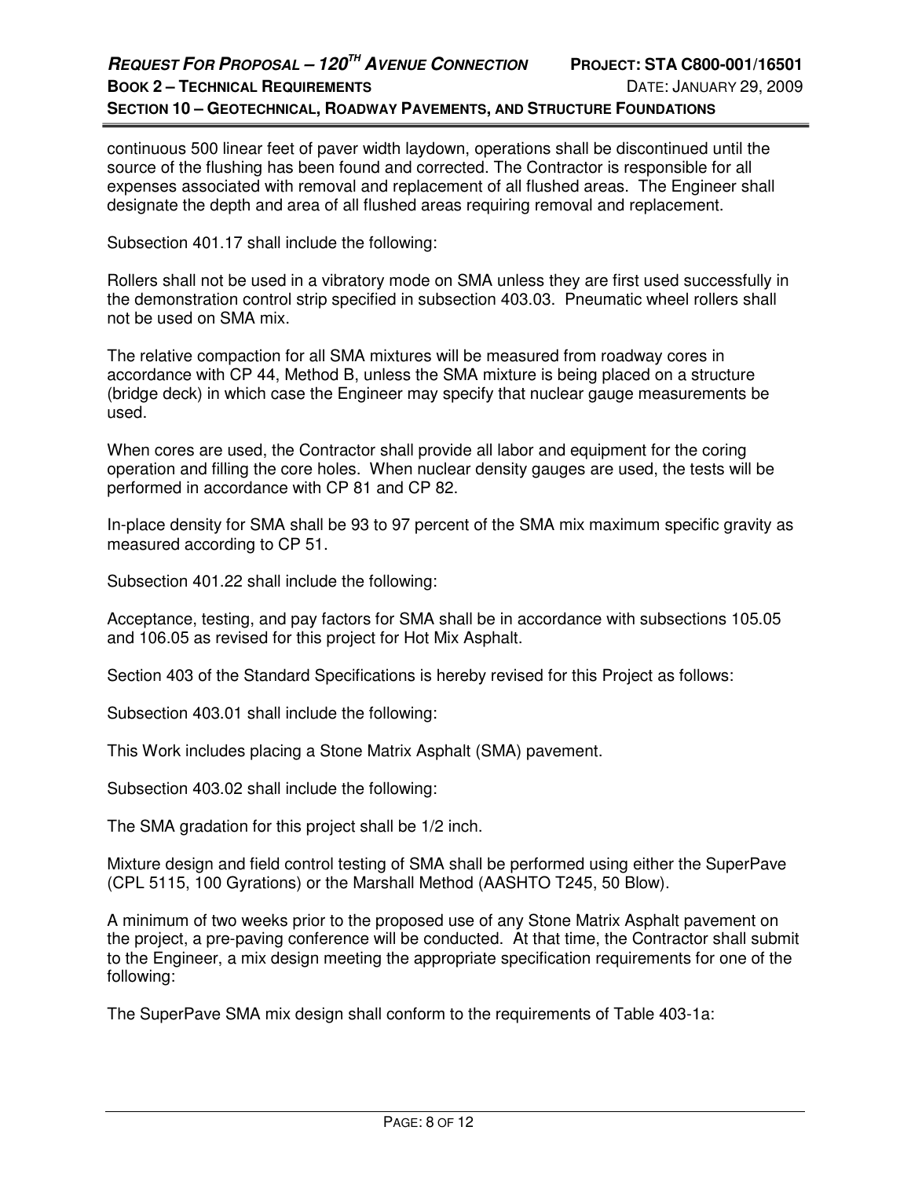continuous 500 linear feet of paver width laydown, operations shall be discontinued until the source of the flushing has been found and corrected. The Contractor is responsible for all expenses associated with removal and replacement of all flushed areas. The Engineer shall designate the depth and area of all flushed areas requiring removal and replacement.

Subsection 401.17 shall include the following:

Rollers shall not be used in a vibratory mode on SMA unless they are first used successfully in the demonstration control strip specified in subsection 403.03. Pneumatic wheel rollers shall not be used on SMA mix.

The relative compaction for all SMA mixtures will be measured from roadway cores in accordance with CP 44, Method B, unless the SMA mixture is being placed on a structure (bridge deck) in which case the Engineer may specify that nuclear gauge measurements be used.

When cores are used, the Contractor shall provide all labor and equipment for the coring operation and filling the core holes. When nuclear density gauges are used, the tests will be performed in accordance with CP 81 and CP 82.

In-place density for SMA shall be 93 to 97 percent of the SMA mix maximum specific gravity as measured according to CP 51.

Subsection 401.22 shall include the following:

Acceptance, testing, and pay factors for SMA shall be in accordance with subsections 105.05 and 106.05 as revised for this project for Hot Mix Asphalt.

Section 403 of the Standard Specifications is hereby revised for this Project as follows:

Subsection 403.01 shall include the following:

This Work includes placing a Stone Matrix Asphalt (SMA) pavement.

Subsection 403.02 shall include the following:

The SMA gradation for this project shall be 1/2 inch.

Mixture design and field control testing of SMA shall be performed using either the SuperPave (CPL 5115, 100 Gyrations) or the Marshall Method (AASHTO T245, 50 Blow).

A minimum of two weeks prior to the proposed use of any Stone Matrix Asphalt pavement on the project, a pre-paving conference will be conducted. At that time, the Contractor shall submit to the Engineer, a mix design meeting the appropriate specification requirements for one of the following:

The SuperPave SMA mix design shall conform to the requirements of Table 403-1a: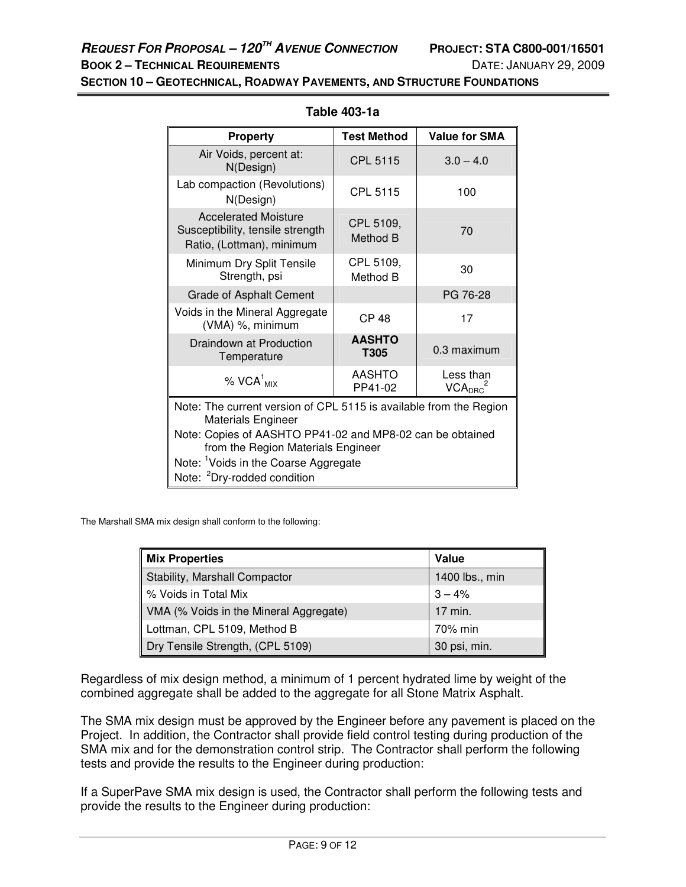**Table 403-1a**

| Property | Test Method | Value for SMA |
|---|---|---|
| Air Voids, percent at: N(Design) | CPL 5115 | 3.0 – 4.0 |
| Lab compaction (Revolutions) N(Design) | CPL 5115 | 100 |
| Accelerated Moisture Susceptibility, tensile strength Ratio, (Lottman), minimum | CPL 5109, Method B | 70 |
| Minimum Dry Split Tensile Strength, psi | CPL 5109, Method B | 30 |
| Grade of Asphalt Cement | | PG 76-28 |
| Voids in the Mineral Aggregate (VMA) %, minimum | CP 48 | 17 |
| Draindown at Production Temperature | **AASHTO T305** | 0.3 maximum |
| % $VCA^{1}_{MIX}$ | AASHTO PP41-02 | Less than $VCA_{DRC}^{2}$ |
| Note: The current version of CPL 5115 is available from the Region Materials Engineer<br>Note: Copies of AASHTO PP41-02 and MP8-02 can be obtained from the Region Materials Engineer<br>Note: [1]Voids in the Coarse Aggregate<br>Note: [2]Dry-rodded condition | | |

The Marshall SMA mix design shall conform to the following:

| Mix Properties | Value |
|---|---|
| Stability, Marshall Compactor | 1400 lbs., min |
| % Voids in Total Mix | 3 – 4% |
| VMA (% Voids in the Mineral Aggregate) | 17 min. |
| Lottman, CPL 5109, Method B | 70% min |
| Dry Tensile Strength, (CPL 5109) | 30 psi, min. |

Regardless of mix design method, a minimum of 1 percent hydrated lime by weight of the combined aggregate shall be added to the aggregate for all Stone Matrix Asphalt.

The SMA mix design must be approved by the Engineer before any pavement is placed on the Project. In addition, the Contractor shall provide field control testing during production of the SMA mix and for the demonstration control strip. The Contractor shall perform the following tests and provide the results to the Engineer during production:

If a SuperPave SMA mix design is used, the Contractor shall perform the following tests and provide the results to the Engineer during production: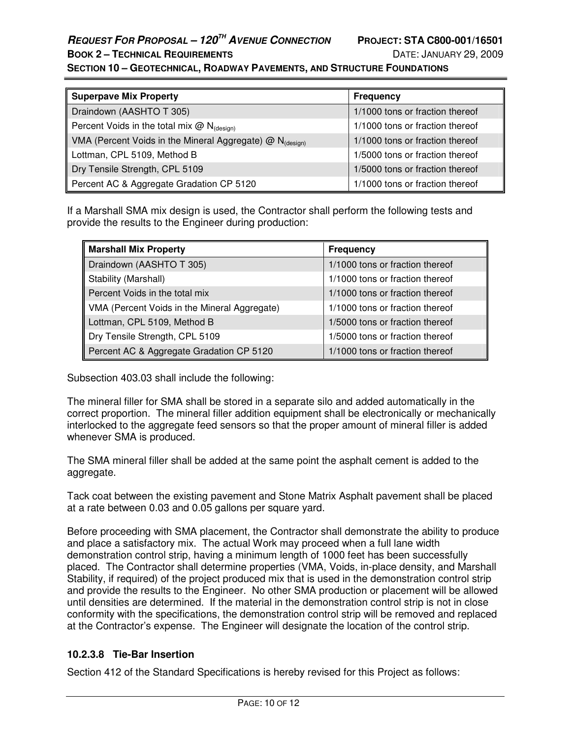| Superpave Mix Property | Frequency |
| --- | --- |
| Draindown (AASHTO T 305) | 1/1000 tons or fraction thereof |
| Percent Voids in the total mix @ $N_{(design)}$ | 1/1000 tons or fraction thereof |
| VMA (Percent Voids in the Mineral Aggregate) @ $N_{(design)}$ | 1/1000 tons or fraction thereof |
| Lottman, CPL 5109, Method B | 1/5000 tons or fraction thereof |
| Dry Tensile Strength, CPL 5109 | 1/5000 tons or fraction thereof |
| Percent AC & Aggregate Gradation CP 5120 | 1/1000 tons or fraction thereof |

If a Marshall SMA mix design is used, the Contractor shall perform the following tests and provide the results to the Engineer during production:

| Marshall Mix Property | Frequency |
| --- | --- |
| Draindown (AASHTO T 305) | 1/1000 tons or fraction thereof |
| Stability (Marshall) | 1/1000 tons or fraction thereof |
| Percent Voids in the total mix | 1/1000 tons or fraction thereof |
| VMA (Percent Voids in the Mineral Aggregate) | 1/1000 tons or fraction thereof |
| Lottman, CPL 5109, Method B | 1/5000 tons or fraction thereof |
| Dry Tensile Strength, CPL 5109 | 1/5000 tons or fraction thereof |
| Percent AC & Aggregate Gradation CP 5120 | 1/1000 tons or fraction thereof |

Subsection 403.03 shall include the following:

The mineral filler for SMA shall be stored in a separate silo and added automatically in the correct proportion. The mineral filler addition equipment shall be electronically or mechanically interlocked to the aggregate feed sensors so that the proper amount of mineral filler is added whenever SMA is produced.

The SMA mineral filler shall be added at the same point the asphalt cement is added to the aggregate.

Tack coat between the existing pavement and Stone Matrix Asphalt pavement shall be placed at a rate between 0.03 and 0.05 gallons per square yard.

Before proceeding with SMA placement, the Contractor shall demonstrate the ability to produce and place a satisfactory mix. The actual Work may proceed when a full lane width demonstration control strip, having a minimum length of 1000 feet has been successfully placed. The Contractor shall determine properties (VMA, Voids, in-place density, and Marshall Stability, if required) of the project produced mix that is used in the demonstration control strip and provide the results to the Engineer. No other SMA production or placement will be allowed until densities are determined. If the material in the demonstration control strip is not in close conformity with the specifications, the demonstration control strip will be removed and replaced at the Contractor's expense. The Engineer will designate the location of the control strip.

### 10.2.3.8 Tie-Bar Insertion

Section 412 of the Standard Specifications is hereby revised for this Project as follows: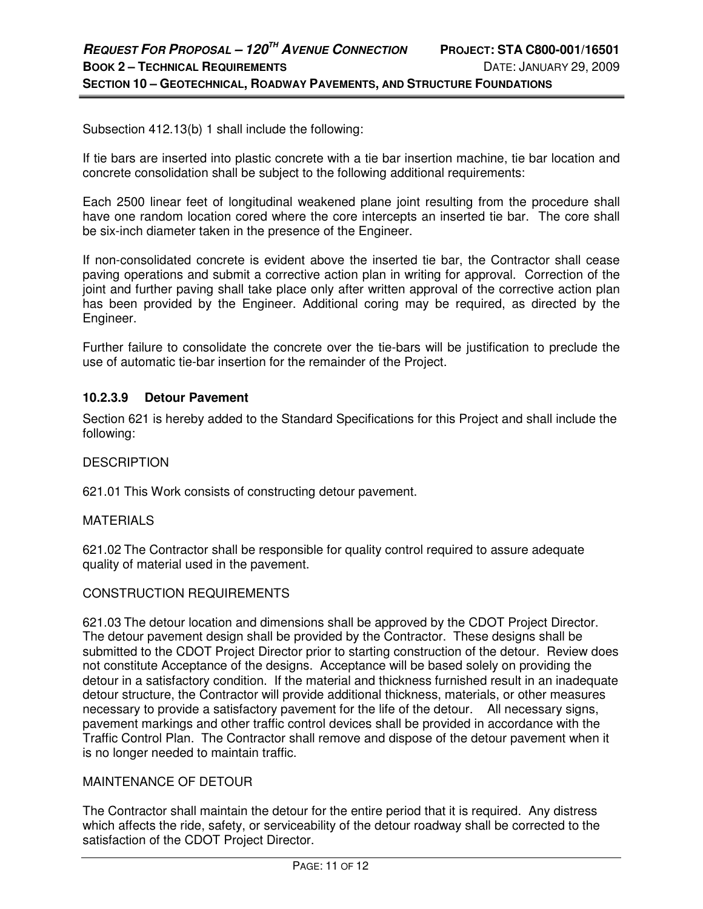Subsection 412.13(b) 1 shall include the following:

If tie bars are inserted into plastic concrete with a tie bar insertion machine, tie bar location and concrete consolidation shall be subject to the following additional requirements:

Each 2500 linear feet of longitudinal weakened plane joint resulting from the procedure shall have one random location cored where the core intercepts an inserted tie bar. The core shall be six-inch diameter taken in the presence of the Engineer.

If non-consolidated concrete is evident above the inserted tie bar, the Contractor shall cease paving operations and submit a corrective action plan in writing for approval. Correction of the joint and further paving shall take place only after written approval of the corrective action plan has been provided by the Engineer. Additional coring may be required, as directed by the Engineer.

Further failure to consolidate the concrete over the tie-bars will be justification to preclude the use of automatic tie-bar insertion for the remainder of the Project.

### 10.2.3.9 Detour Pavement

Section 621 is hereby added to the Standard Specifications for this Project and shall include the following:

DESCRIPTION

621.01 This Work consists of constructing detour pavement.

MATERIALS

621.02 The Contractor shall be responsible for quality control required to assure adequate quality of material used in the pavement.

CONSTRUCTION REQUIREMENTS

621.03 The detour location and dimensions shall be approved by the CDOT Project Director. The detour pavement design shall be provided by the Contractor. These designs shall be submitted to the CDOT Project Director prior to starting construction of the detour. Review does not constitute Acceptance of the designs. Acceptance will be based solely on providing the detour in a satisfactory condition. If the material and thickness furnished result in an inadequate detour structure, the Contractor will provide additional thickness, materials, or other measures necessary to provide a satisfactory pavement for the life of the detour. All necessary signs, pavement markings and other traffic control devices shall be provided in accordance with the Traffic Control Plan. The Contractor shall remove and dispose of the detour pavement when it is no longer needed to maintain traffic.

MAINTENANCE OF DETOUR

The Contractor shall maintain the detour for the entire period that it is required. Any distress which affects the ride, safety, or serviceability of the detour roadway shall be corrected to the satisfaction of the CDOT Project Director.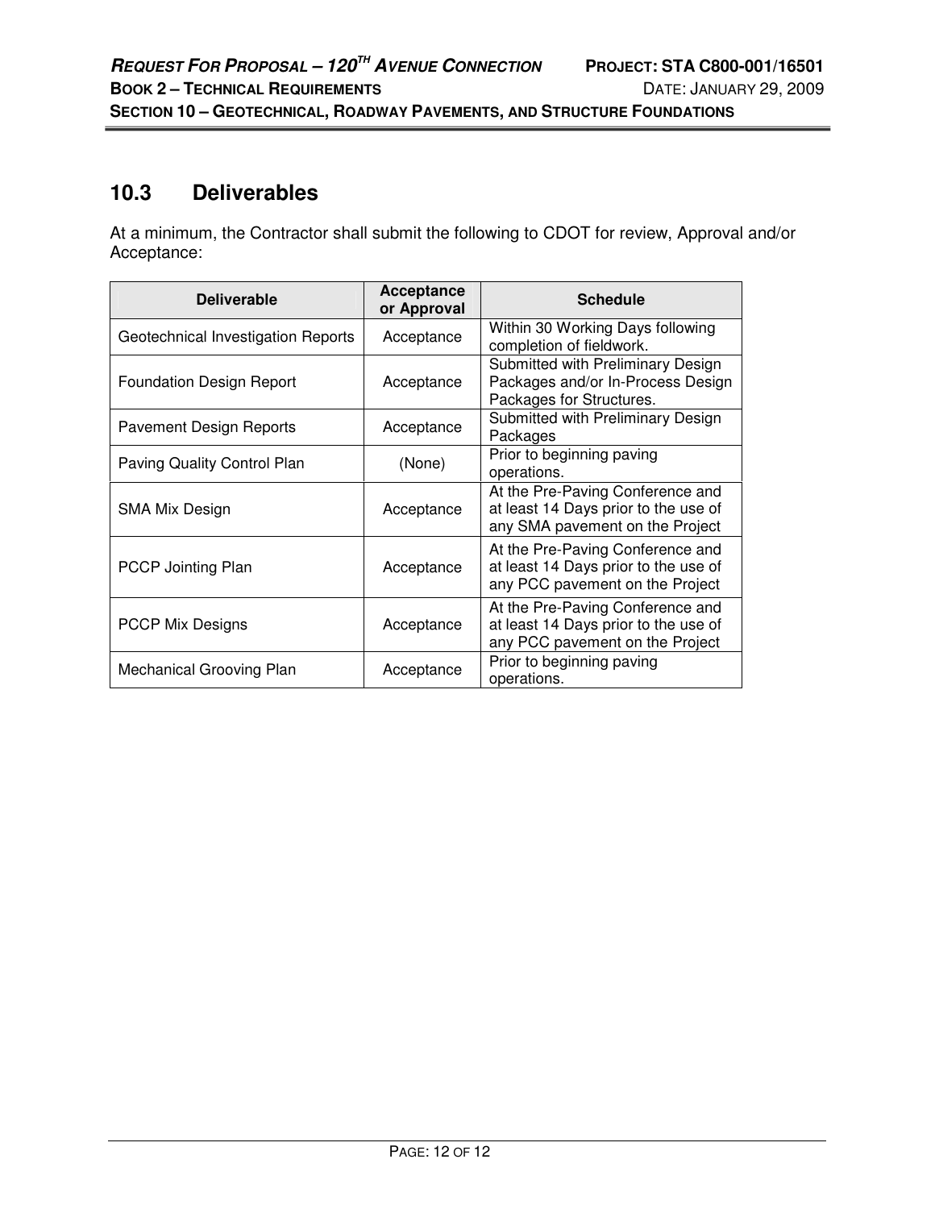## 10.3 Deliverables

At a minimum, the Contractor shall submit the following to CDOT for review, Approval and/or Acceptance:

| Deliverable | Acceptance or Approval | Schedule |
|---|---|---|
| Geotechnical Investigation Reports | Acceptance | Within 30 Working Days following completion of fieldwork. |
| Foundation Design Report | Acceptance | Submitted with Preliminary Design Packages and/or In-Process Design Packages for Structures. |
| Pavement Design Reports | Acceptance | Submitted with Preliminary Design Packages |
| Paving Quality Control Plan | (None) | Prior to beginning paving operations. |
| SMA Mix Design | Acceptance | At the Pre-Paving Conference and at least 14 Days prior to the use of any SMA pavement on the Project |
| PCCP Jointing Plan | Acceptance | At the Pre-Paving Conference and at least 14 Days prior to the use of any PCC pavement on the Project |
| PCCP Mix Designs | Acceptance | At the Pre-Paving Conference and at least 14 Days prior to the use of any PCC pavement on the Project |
| Mechanical Grooving Plan | Acceptance | Prior to beginning paving operations. |